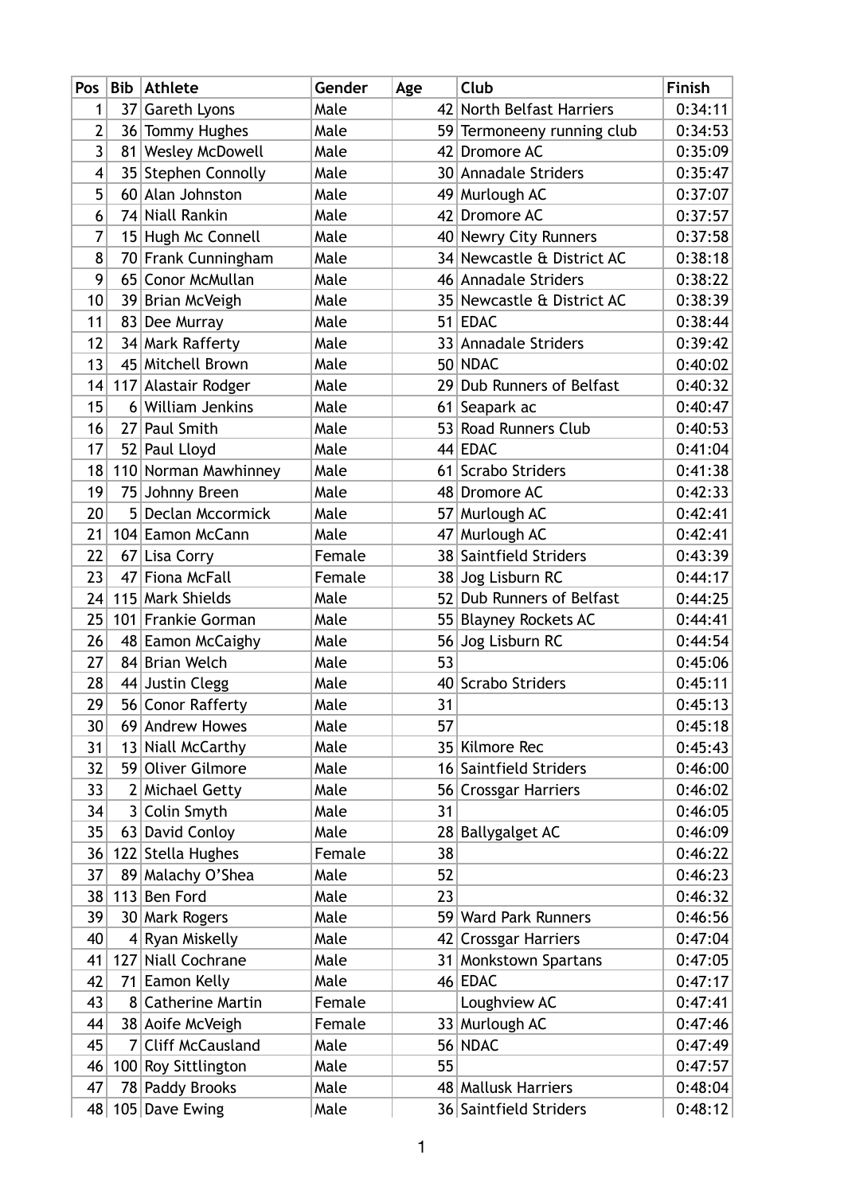| Pos | Bib | Athlete | Gender | Age | Club | Finish |
|---|---|---|---|---|---|---|
| 1 | 37 | Gareth Lyons | Male | 42 | North Belfast Harriers | 0:34:11 |
| 2 | 36 | Tommy Hughes | Male | 59 | Termoneeny running club | 0:34:53 |
| 3 | 81 | Wesley McDowell | Male | 42 | Dromore AC | 0:35:09 |
| 4 | 35 | Stephen Connolly | Male | 30 | Annadale Striders | 0:35:47 |
| 5 | 60 | Alan Johnston | Male | 49 | Murlough AC | 0:37:07 |
| 6 | 74 | Niall Rankin | Male | 42 | Dromore AC | 0:37:57 |
| 7 | 15 | Hugh Mc Connell | Male | 40 | Newry City Runners | 0:37:58 |
| 8 | 70 | Frank Cunningham | Male | 34 | Newcastle & District AC | 0:38:18 |
| 9 | 65 | Conor McMullan | Male | 46 | Annadale Striders | 0:38:22 |
| 10 | 39 | Brian McVeigh | Male | 35 | Newcastle & District AC | 0:38:39 |
| 11 | 83 | Dee Murray | Male | 51 | EDAC | 0:38:44 |
| 12 | 34 | Mark Rafferty | Male | 33 | Annadale Striders | 0:39:42 |
| 13 | 45 | Mitchell Brown | Male | 50 | NDAC | 0:40:02 |
| 14 | 117 | Alastair Rodger | Male | 29 | Dub Runners of Belfast | 0:40:32 |
| 15 | 6 | William Jenkins | Male | 61 | Seapark ac | 0:40:47 |
| 16 | 27 | Paul Smith | Male | 53 | Road Runners Club | 0:40:53 |
| 17 | 52 | Paul Lloyd | Male | 44 | EDAC | 0:41:04 |
| 18 | 110 | Norman Mawhinney | Male | 61 | Scrabo Striders | 0:41:38 |
| 19 | 75 | Johnny Breen | Male | 48 | Dromore AC | 0:42:33 |
| 20 | 5 | Declan Mccormick | Male | 57 | Murlough AC | 0:42:41 |
| 21 | 104 | Eamon McCann | Male | 47 | Murlough AC | 0:42:41 |
| 22 | 67 | Lisa Corry | Female | 38 | Saintfield Striders | 0:43:39 |
| 23 | 47 | Fiona McFall | Female | 38 | Jog Lisburn RC | 0:44:17 |
| 24 | 115 | Mark Shields | Male | 52 | Dub Runners of Belfast | 0:44:25 |
| 25 | 101 | Frankie Gorman | Male | 55 | Blayney Rockets AC | 0:44:41 |
| 26 | 48 | Eamon McCaighy | Male | 56 | Jog Lisburn RC | 0:44:54 |
| 27 | 84 | Brian Welch | Male | 53 | | 0:45:06 |
| 28 | 44 | Justin Clegg | Male | 40 | Scrabo Striders | 0:45:11 |
| 29 | 56 | Conor Rafferty | Male | 31 | | 0:45:13 |
| 30 | 69 | Andrew Howes | Male | 57 | | 0:45:18 |
| 31 | 13 | Niall McCarthy | Male | 35 | Kilmore Rec | 0:45:43 |
| 32 | 59 | Oliver Gilmore | Male | 16 | Saintfield Striders | 0:46:00 |
| 33 | 2 | Michael Getty | Male | 56 | Crossgar Harriers | 0:46:02 |
| 34 | 3 | Colin Smyth | Male | 31 | | 0:46:05 |
| 35 | 63 | David Conloy | Male | 28 | Ballygalget AC | 0:46:09 |
| 36 | 122 | Stella Hughes | Female | 38 | | 0:46:22 |
| 37 | 89 | Malachy O'Shea | Male | 52 | | 0:46:23 |
| 38 | 113 | Ben Ford | Male | 23 | | 0:46:32 |
| 39 | 30 | Mark Rogers | Male | 59 | Ward Park Runners | 0:46:56 |
| 40 | 4 | Ryan Miskelly | Male | 42 | Crossgar Harriers | 0:47:04 |
| 41 | 127 | Niall Cochrane | Male | 31 | Monkstown Spartans | 0:47:05 |
| 42 | 71 | Eamon Kelly | Male | 46 | EDAC | 0:47:17 |
| 43 | 8 | Catherine Martin | Female | | Loughview AC | 0:47:41 |
| 44 | 38 | Aoife McVeigh | Female | 33 | Murlough AC | 0:47:46 |
| 45 | 7 | Cliff McCausland | Male | 56 | NDAC | 0:47:49 |
| 46 | 100 | Roy Sittlington | Male | 55 | | 0:47:57 |
| 47 | 78 | Paddy Brooks | Male | 48 | Mallusk Harriers | 0:48:04 |
| 48 | 105 | Dave Ewing | Male | 36 | Saintfield Striders | 0:48:12 |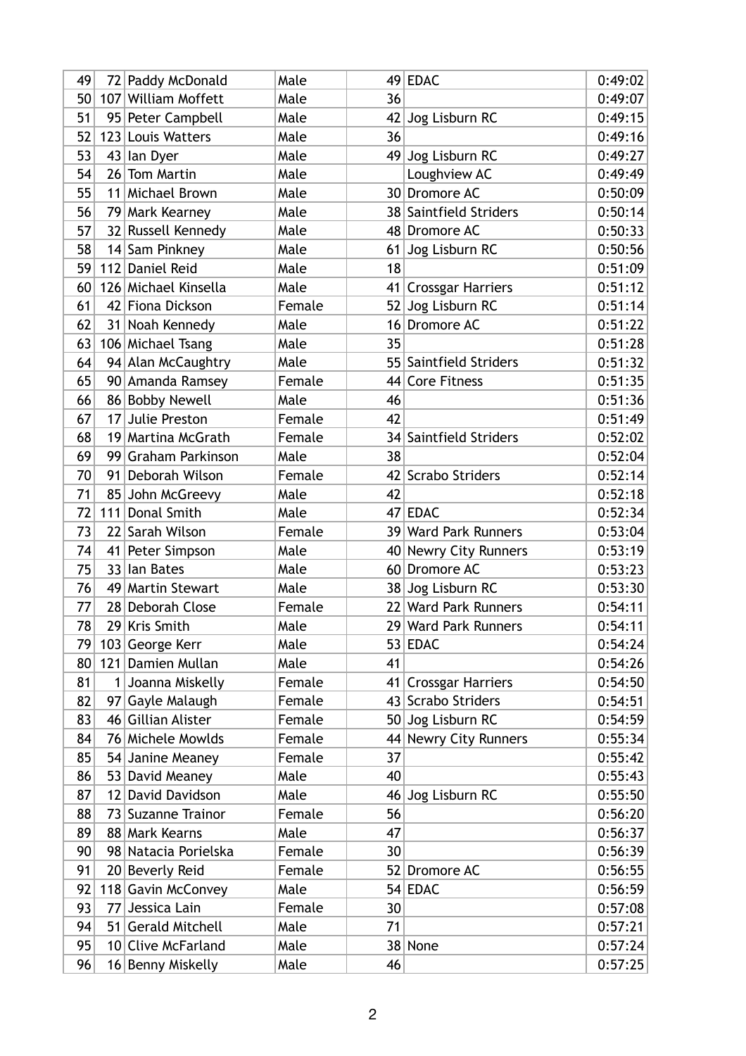| | | | | | | |
|---|---|---|---|---|---|---|
| 49 | 72 | Paddy McDonald | Male | 49 | EDAC | 0:49:02 |
| 50 | 107 | William Moffett | Male | 36 | | 0:49:07 |
| 51 | 95 | Peter Campbell | Male | 42 | Jog Lisburn RC | 0:49:15 |
| 52 | 123 | Louis Watters | Male | 36 | | 0:49:16 |
| 53 | 43 | Ian Dyer | Male | 49 | Jog Lisburn RC | 0:49:27 |
| 54 | 26 | Tom Martin | Male | | Loughview AC | 0:49:49 |
| 55 | 11 | Michael Brown | Male | 30 | Dromore AC | 0:50:09 |
| 56 | 79 | Mark Kearney | Male | 38 | Saintfield Striders | 0:50:14 |
| 57 | 32 | Russell Kennedy | Male | 48 | Dromore AC | 0:50:33 |
| 58 | 14 | Sam Pinkney | Male | 61 | Jog Lisburn RC | 0:50:56 |
| 59 | 112 | Daniel Reid | Male | 18 | | 0:51:09 |
| 60 | 126 | Michael Kinsella | Male | 41 | Crossgar Harriers | 0:51:12 |
| 61 | 42 | Fiona Dickson | Female | 52 | Jog Lisburn RC | 0:51:14 |
| 62 | 31 | Noah Kennedy | Male | 16 | Dromore AC | 0:51:22 |
| 63 | 106 | Michael Tsang | Male | 35 | | 0:51:28 |
| 64 | 94 | Alan McCaughtry | Male | 55 | Saintfield Striders | 0:51:32 |
| 65 | 90 | Amanda Ramsey | Female | 44 | Core Fitness | 0:51:35 |
| 66 | 86 | Bobby Newell | Male | 46 | | 0:51:36 |
| 67 | 17 | Julie Preston | Female | 42 | | 0:51:49 |
| 68 | 19 | Martina McGrath | Female | 34 | Saintfield Striders | 0:52:02 |
| 69 | 99 | Graham Parkinson | Male | 38 | | 0:52:04 |
| 70 | 91 | Deborah Wilson | Female | 42 | Scrabo Striders | 0:52:14 |
| 71 | 85 | John McGreevy | Male | 42 | | 0:52:18 |
| 72 | 111 | Donal Smith | Male | 47 | EDAC | 0:52:34 |
| 73 | 22 | Sarah Wilson | Female | 39 | Ward Park Runners | 0:53:04 |
| 74 | 41 | Peter Simpson | Male | 40 | Newry City Runners | 0:53:19 |
| 75 | 33 | Ian Bates | Male | 60 | Dromore AC | 0:53:23 |
| 76 | 49 | Martin Stewart | Male | 38 | Jog Lisburn RC | 0:53:30 |
| 77 | 28 | Deborah Close | Female | 22 | Ward Park Runners | 0:54:11 |
| 78 | 29 | Kris Smith | Male | 29 | Ward Park Runners | 0:54:11 |
| 79 | 103 | George Kerr | Male | 53 | EDAC | 0:54:24 |
| 80 | 121 | Damien Mullan | Male | 41 | | 0:54:26 |
| 81 | 1 | Joanna Miskelly | Female | 41 | Crossgar Harriers | 0:54:50 |
| 82 | 97 | Gayle Malaugh | Female | 43 | Scrabo Striders | 0:54:51 |
| 83 | 46 | Gillian Alister | Female | 50 | Jog Lisburn RC | 0:54:59 |
| 84 | 76 | Michele Mowlds | Female | 44 | Newry City Runners | 0:55:34 |
| 85 | 54 | Janine Meaney | Female | 37 | | 0:55:42 |
| 86 | 53 | David Meaney | Male | 40 | | 0:55:43 |
| 87 | 12 | David Davidson | Male | 46 | Jog Lisburn RC | 0:55:50 |
| 88 | 73 | Suzanne Trainor | Female | 56 | | 0:56:20 |
| 89 | 88 | Mark Kearns | Male | 47 | | 0:56:37 |
| 90 | 98 | Natacia Porielska | Female | 30 | | 0:56:39 |
| 91 | 20 | Beverly Reid | Female | 52 | Dromore AC | 0:56:55 |
| 92 | 118 | Gavin McConvey | Male | 54 | EDAC | 0:56:59 |
| 93 | 77 | Jessica Lain | Female | 30 | | 0:57:08 |
| 94 | 51 | Gerald Mitchell | Male | 71 | | 0:57:21 |
| 95 | 10 | Clive McFarland | Male | 38 | None | 0:57:24 |
| 96 | 16 | Benny Miskelly | Male | 46 | | 0:57:25 |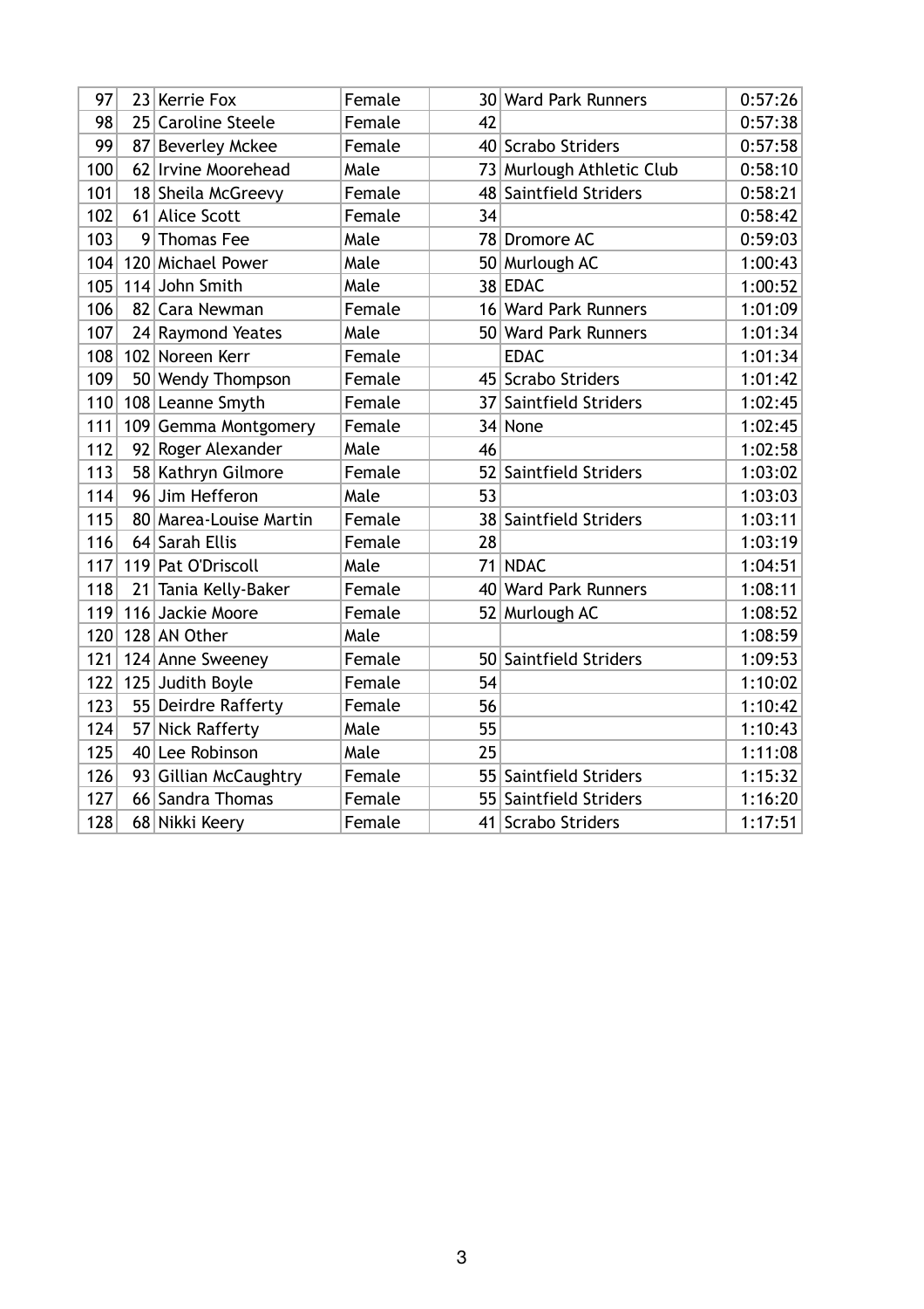| | | | | | | |
|---|---|---|---|---|---|---|
| 97 | 23 | Kerrie Fox | Female | 30 | Ward Park Runners | 0:57:26 |
| 98 | 25 | Caroline Steele | Female | 42 | | 0:57:38 |
| 99 | 87 | Beverley Mckee | Female | 40 | Scrabo Striders | 0:57:58 |
| 100 | 62 | Irvine Moorehead | Male | 73 | Murlough Athletic Club | 0:58:10 |
| 101 | 18 | Sheila McGreevy | Female | 48 | Saintfield Striders | 0:58:21 |
| 102 | 61 | Alice Scott | Female | 34 | | 0:58:42 |
| 103 | 9 | Thomas Fee | Male | 78 | Dromore AC | 0:59:03 |
| 104 | 120 | Michael Power | Male | 50 | Murlough AC | 1:00:43 |
| 105 | 114 | John Smith | Male | 38 | EDAC | 1:00:52 |
| 106 | 82 | Cara Newman | Female | 16 | Ward Park Runners | 1:01:09 |
| 107 | 24 | Raymond Yeates | Male | 50 | Ward Park Runners | 1:01:34 |
| 108 | 102 | Noreen Kerr | Female | | EDAC | 1:01:34 |
| 109 | 50 | Wendy Thompson | Female | 45 | Scrabo Striders | 1:01:42 |
| 110 | 108 | Leanne Smyth | Female | 37 | Saintfield Striders | 1:02:45 |
| 111 | 109 | Gemma Montgomery | Female | 34 | None | 1:02:45 |
| 112 | 92 | Roger Alexander | Male | 46 | | 1:02:58 |
| 113 | 58 | Kathryn Gilmore | Female | 52 | Saintfield Striders | 1:03:02 |
| 114 | 96 | Jim Hefferon | Male | 53 | | 1:03:03 |
| 115 | 80 | Marea-Louise Martin | Female | 38 | Saintfield Striders | 1:03:11 |
| 116 | 64 | Sarah Ellis | Female | 28 | | 1:03:19 |
| 117 | 119 | Pat O'Driscoll | Male | 71 | NDAC | 1:04:51 |
| 118 | 21 | Tania Kelly-Baker | Female | 40 | Ward Park Runners | 1:08:11 |
| 119 | 116 | Jackie Moore | Female | 52 | Murlough AC | 1:08:52 |
| 120 | 128 | AN Other | Male | | | 1:08:59 |
| 121 | 124 | Anne Sweeney | Female | 50 | Saintfield Striders | 1:09:53 |
| 122 | 125 | Judith Boyle | Female | 54 | | 1:10:02 |
| 123 | 55 | Deirdre Rafferty | Female | 56 | | 1:10:42 |
| 124 | 57 | Nick Rafferty | Male | 55 | | 1:10:43 |
| 125 | 40 | Lee Robinson | Male | 25 | | 1:11:08 |
| 126 | 93 | Gillian McCaughtry | Female | 55 | Saintfield Striders | 1:15:32 |
| 127 | 66 | Sandra Thomas | Female | 55 | Saintfield Striders | 1:16:20 |
| 128 | 68 | Nikki Keery | Female | 41 | Scrabo Striders | 1:17:51 |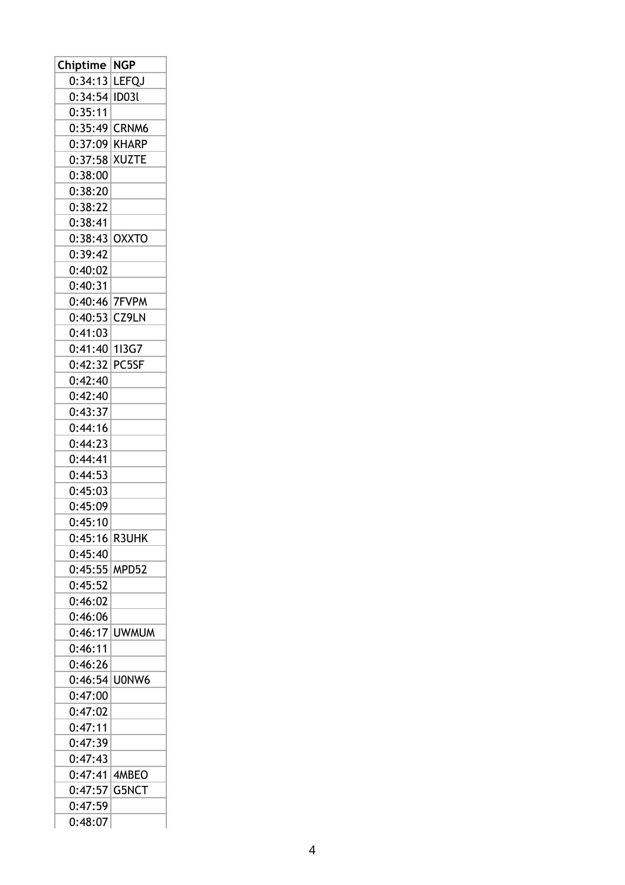| Chiptime | NGP |
|---|---|
| 0:34:13 | LEFQJ |
| 0:34:54 | ID03l |
| 0:35:11 | |
| 0:35:49 | CRNM6 |
| 0:37:09 | KHARP |
| 0:37:58 | XUZTE |
| 0:38:00 | |
| 0:38:20 | |
| 0:38:22 | |
| 0:38:41 | |
| 0:38:43 | OXXTO |
| 0:39:42 | |
| 0:40:02 | |
| 0:40:31 | |
| 0:40:46 | 7FVPM |
| 0:40:53 | CZ9LN |
| 0:41:03 | |
| 0:41:40 | 1I3G7 |
| 0:42:32 | PC5SF |
| 0:42:40 | |
| 0:42:40 | |
| 0:43:37 | |
| 0:44:16 | |
| 0:44:23 | |
| 0:44:41 | |
| 0:44:53 | |
| 0:45:03 | |
| 0:45:09 | |
| 0:45:10 | |
| 0:45:16 | R3UHK |
| 0:45:40 | |
| 0:45:55 | MPD52 |
| 0:45:52 | |
| 0:46:02 | |
| 0:46:06 | |
| 0:46:17 | UWMUM |
| 0:46:11 | |
| 0:46:26 | |
| 0:46:54 | U0NW6 |
| 0:47:00 | |
| 0:47:02 | |
| 0:47:11 | |
| 0:47:39 | |
| 0:47:43 | |
| 0:47:41 | 4MBEO |
| 0:47:57 | G5NCT |
| 0:47:59 | |
| 0:48:07 | |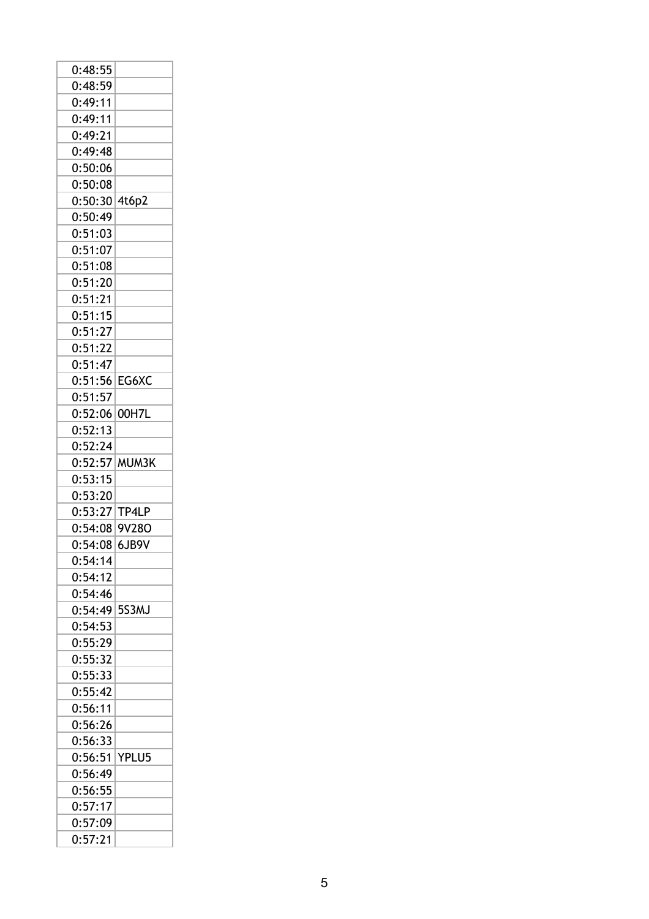| | |
|---|---|
| 0:48:55 | |
| 0:48:59 | |
| 0:49:11 | |
| 0:49:11 | |
| 0:49:21 | |
| 0:49:48 | |
| 0:50:06 | |
| 0:50:08 | |
| 0:50:30 | 4t6p2 |
| 0:50:49 | |
| 0:51:03 | |
| 0:51:07 | |
| 0:51:08 | |
| 0:51:20 | |
| 0:51:21 | |
| 0:51:15 | |
| 0:51:27 | |
| 0:51:22 | |
| 0:51:47 | |
| 0:51:56 | EG6XC |
| 0:51:57 | |
| 0:52:06 | 00H7L |
| 0:52:13 | |
| 0:52:24 | |
| 0:52:57 | MUM3K |
| 0:53:15 | |
| 0:53:20 | |
| 0:53:27 | TP4LP |
| 0:54:08 | 9V28O |
| 0:54:08 | 6JB9V |
| 0:54:14 | |
| 0:54:12 | |
| 0:54:46 | |
| 0:54:49 | 5S3MJ |
| 0:54:53 | |
| 0:55:29 | |
| 0:55:32 | |
| 0:55:33 | |
| 0:55:42 | |
| 0:56:11 | |
| 0:56:26 | |
| 0:56:33 | |
| 0:56:51 | YPLU5 |
| 0:56:49 | |
| 0:56:55 | |
| 0:57:17 | |
| 0:57:09 | |
| 0:57:21 | |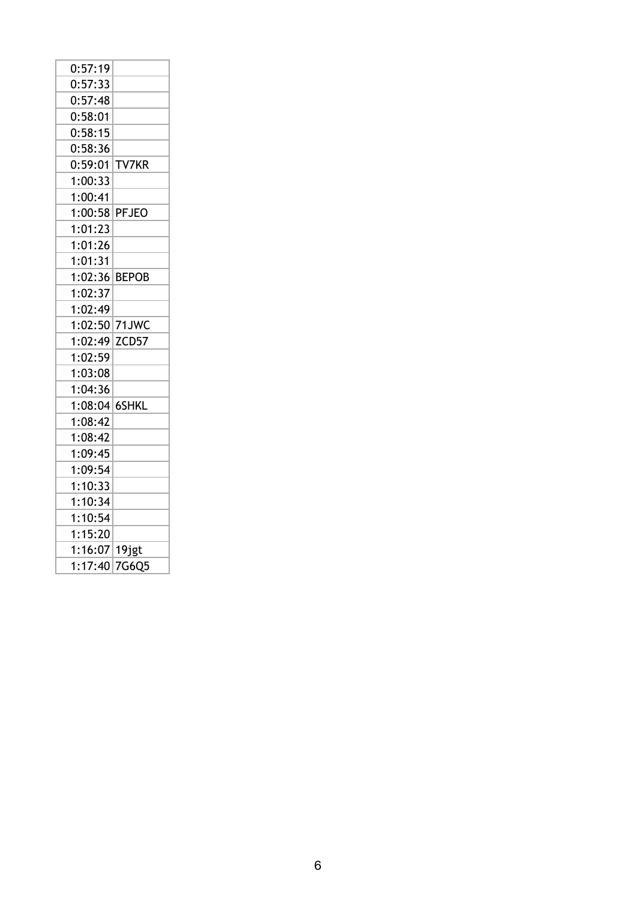| | |
|---|---|
| 0:57:19 | |
| 0:57:33 | |
| 0:57:48 | |
| 0:58:01 | |
| 0:58:15 | |
| 0:58:36 | |
| 0:59:01 | TV7KR |
| 1:00:33 | |
| 1:00:41 | |
| 1:00:58 | PFJEO |
| 1:01:23 | |
| 1:01:26 | |
| 1:01:31 | |
| 1:02:36 | BEPOB |
| 1:02:37 | |
| 1:02:49 | |
| 1:02:50 | 71JWC |
| 1:02:49 | ZCD57 |
| 1:02:59 | |
| 1:03:08 | |
| 1:04:36 | |
| 1:08:04 | 6SHKL |
| 1:08:42 | |
| 1:08:42 | |
| 1:09:45 | |
| 1:09:54 | |
| 1:10:33 | |
| 1:10:34 | |
| 1:10:54 | |
| 1:15:20 | |
| 1:16:07 | 19jgt |
| 1:17:40 | 7G6Q5 |